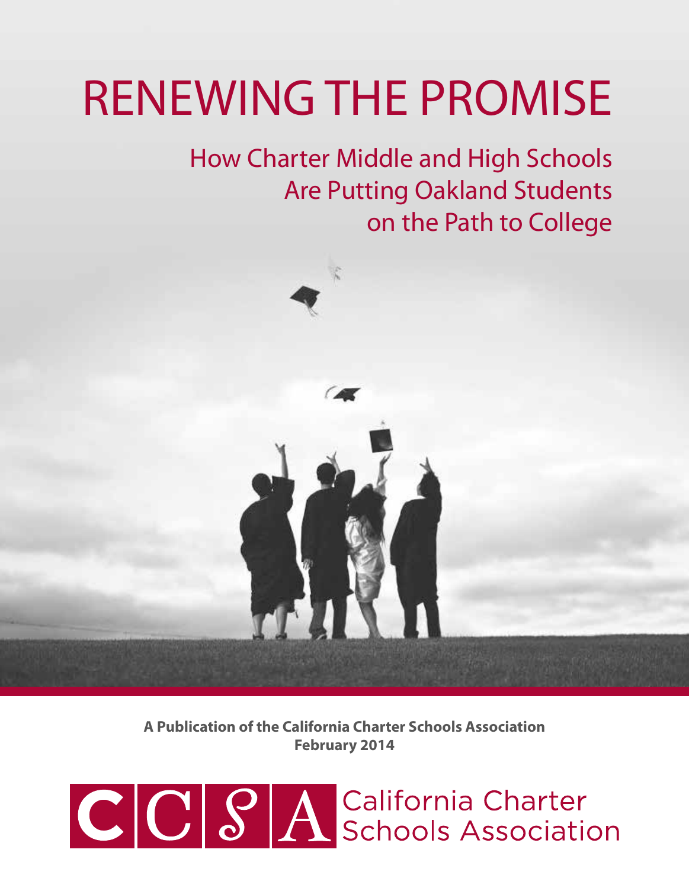# RENEWING THE PROMISE

## How Charter Middle and High Schools Are Putting Oakland Students on the Path to College

**A Publication of the California Charter Schools Association**
**February 2014**

CCSA California Charter Schools Association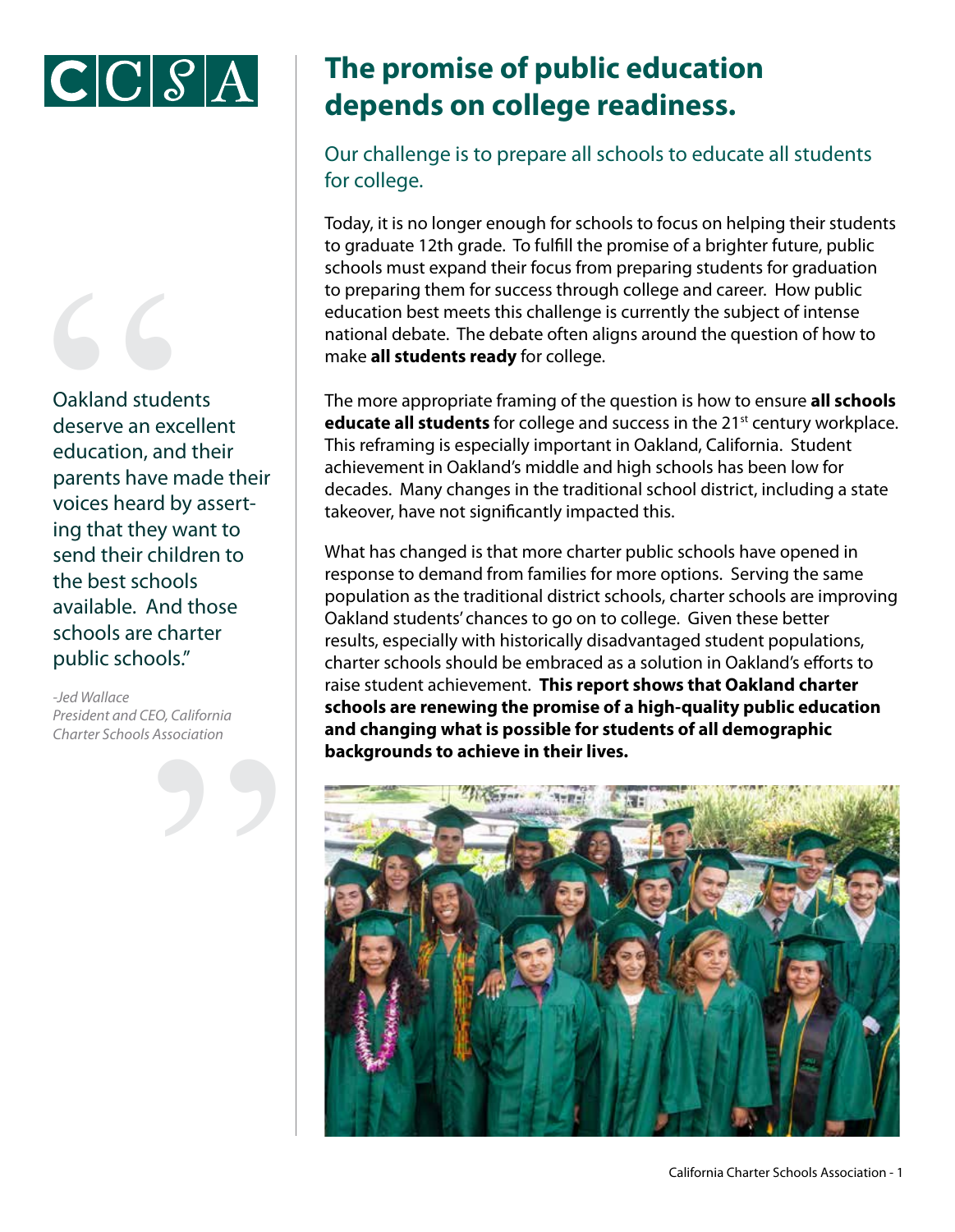CCSA

> Oakland students deserve an excellent education, and their parents have made their voices heard by asserting that they want to send their children to the best schools available. And those schools are charter public schools."
>
> *-Jed Wallace*
> *President and CEO, California Charter Schools Association*

# The promise of public education depends on college readiness.

## Our challenge is to prepare all schools to educate all students for college.

Today, it is no longer enough for schools to focus on helping their students to graduate 12th grade. To fulfill the promise of a brighter future, public schools must expand their focus from preparing students for graduation to preparing them for success through college and career. How public education best meets this challenge is currently the subject of intense national debate. The debate often aligns around the question of how to make **all students ready** for college.

The more appropriate framing of the question is how to ensure **all schools educate all students** for college and success in the 21st century workplace. This reframing is especially important in Oakland, California. Student achievement in Oakland's middle and high schools has been low for decades. Many changes in the traditional school district, including a state takeover, have not significantly impacted this.

What has changed is that more charter public schools have opened in response to demand from families for more options. Serving the same population as the traditional district schools, charter schools are improving Oakland students' chances to go on to college. Given these better results, especially with historically disadvantaged student populations, charter schools should be embraced as a solution in Oakland's efforts to raise student achievement. **This report shows that Oakland charter schools are renewing the promise of a high-quality public education and changing what is possible for students of all demographic backgrounds to achieve in their lives.**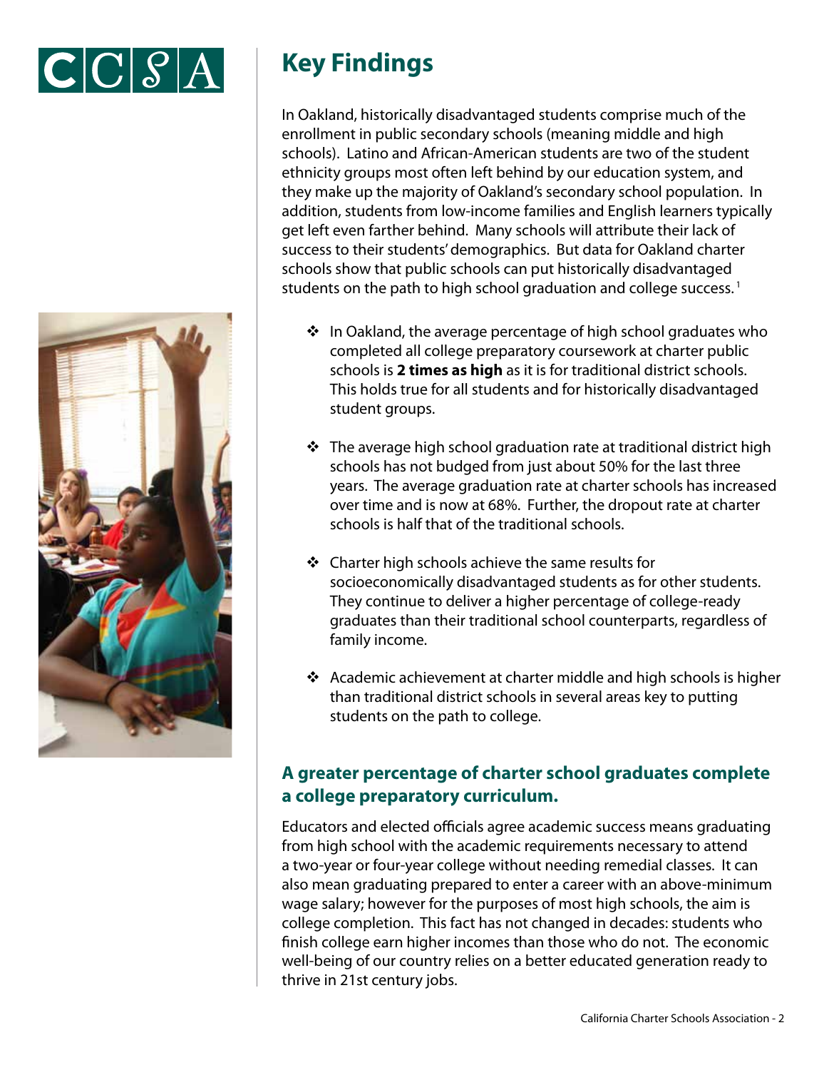## Key Findings

In Oakland, historically disadvantaged students comprise much of the enrollment in public secondary schools (meaning middle and high schools). Latino and African-American students are two of the student ethnicity groups most often left behind by our education system, and they make up the majority of Oakland's secondary school population. In addition, students from low-income families and English learners typically get left even farther behind. Many schools will attribute their lack of success to their students' demographics. But data for Oakland charter schools show that public schools can put historically disadvantaged students on the path to high school graduation and college success. [1]

- In Oakland, the average percentage of high school graduates who completed all college preparatory coursework at charter public schools is **2 times as high** as it is for traditional district schools. This holds true for all students and for historically disadvantaged student groups.

- The average high school graduation rate at traditional district high schools has not budged from just about 50% for the last three years. The average graduation rate at charter schools has increased over time and is now at 68%. Further, the dropout rate at charter schools is half that of the traditional schools.

- Charter high schools achieve the same results for socioeconomically disadvantaged students as for other students. They continue to deliver a higher percentage of college-ready graduates than their traditional school counterparts, regardless of family income.

- Academic achievement at charter middle and high schools is higher than traditional district schools in several areas key to putting students on the path to college.

### A greater percentage of charter school graduates complete a college preparatory curriculum.

Educators and elected officials agree academic success means graduating from high school with the academic requirements necessary to attend a two-year or four-year college without needing remedial classes. It can also mean graduating prepared to enter a career with an above-minimum wage salary; however for the purposes of most high schools, the aim is college completion. This fact has not changed in decades: students who finish college earn higher incomes than those who do not. The economic well-being of our country relies on a better educated generation ready to thrive in 21st century jobs.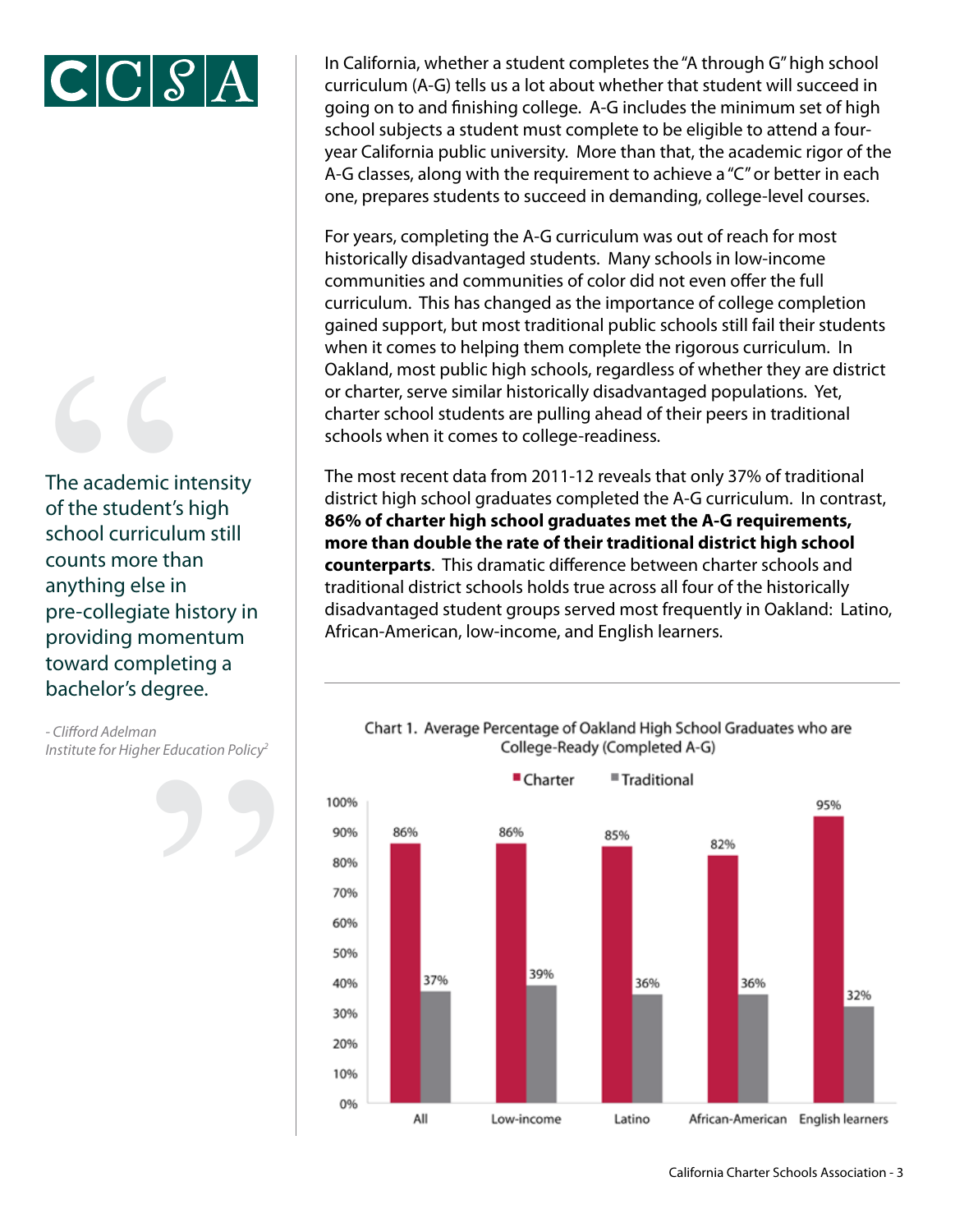> The academic intensity of the student's high school curriculum still counts more than anything else in pre-collegiate history in providing momentum toward completing a bachelor's degree.
>
> *- Clifford Adelman*
> *Institute for Higher Education Policy*[2]

In California, whether a student completes the "A through G" high school curriculum (A-G) tells us a lot about whether that student will succeed in going on to and finishing college. A-G includes the minimum set of high school subjects a student must complete to be eligible to attend a four-year California public university. More than that, the academic rigor of the A-G classes, along with the requirement to achieve a "C" or better in each one, prepares students to succeed in demanding, college-level courses.

For years, completing the A-G curriculum was out of reach for most historically disadvantaged students. Many schools in low-income communities and communities of color did not even offer the full curriculum. This has changed as the importance of college completion gained support, but most traditional public schools still fail their students when it comes to helping them complete the rigorous curriculum. In Oakland, most public high schools, regardless of whether they are district or charter, serve similar historically disadvantaged populations. Yet, charter school students are pulling ahead of their peers in traditional schools when it comes to college-readiness.

The most recent data from 2011-12 reveals that only 37% of traditional district high school graduates completed the A-G curriculum. In contrast, **86% of charter high school graduates met the A-G requirements, more than double the rate of their traditional district high school counterparts**. This dramatic difference between charter schools and traditional district schools holds true across all four of the historically disadvantaged student groups served most frequently in Oakland: Latino, African-American, low-income, and English learners.

Chart 1. Average Percentage of Oakland High School Graduates who are College-Ready (Completed A-G)

| | Charter | Traditional |
|---|---|---|
| All | 86% | 37% |
| Low-income | 86% | 39% |
| Latino | 85% | 36% |
| African-American | 82% | 36% |
| English learners | 95% | 32% |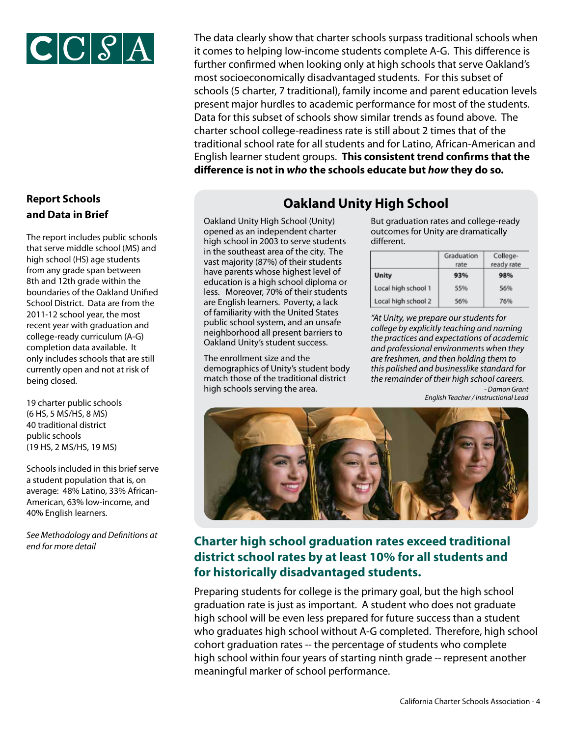The data clearly show that charter schools surpass traditional schools when it comes to helping low-income students complete A-G. This difference is further confirmed when looking only at high schools that serve Oakland's most socioeconomically disadvantaged students. For this subset of schools (5 charter, 7 traditional), family income and parent education levels present major hurdles to academic performance for most of the students. Data for this subset of schools show similar trends as found above. The charter school college-readiness rate is still about 2 times that of the traditional school rate for all students and for Latino, African-American and English learner student groups. **This consistent trend confirms that the difference is not in *who* the schools educate but *how* they do so.**

## Oakland Unity High School

Oakland Unity High School (Unity) opened as an independent charter high school in 2003 to serve students in the southeast area of the city. The vast majority (87%) of their students have parents whose highest level of education is a high school diploma or less. Moreover, 70% of their students are English learners. Poverty, a lack of familiarity with the United States public school system, and an unsafe neighborhood all present barriers to Oakland Unity's student success.

The enrollment size and the demographics of Unity's student body match those of the traditional district high schools serving the area.

But graduation rates and college-ready outcomes for Unity are dramatically different.

| | Graduation rate | College-ready rate |
|---|---|---|
| **Unity** | **93%** | **98%** |
| Local high school 1 | 55% | 56% |
| Local high school 2 | 56% | 76% |

*"At Unity, we prepare our students for college by explicitly teaching and naming the practices and expectations of academic and professional environments when they are freshmen, and then holding them to this polished and businesslike standard for the remainder of their high school careers.*

*- Damon Grant*
*English Teacher / Instructional Lead*

## Charter high school graduation rates exceed traditional district school rates by at least 10% for all students and for historically disadvantaged students.

Preparing students for college is the primary goal, but the high school graduation rate is just as important. A student who does not graduate high school will be even less prepared for future success than a student who graduates high school without A-G completed. Therefore, high school cohort graduation rates -- the percentage of students who complete high school within four years of starting ninth grade -- represent another meaningful marker of school performance.

### Report Schools and Data in Brief

The report includes public schools that serve middle school (MS) and high school (HS) age students from any grade span between 8th and 12th grade within the boundaries of the Oakland Unified School District. Data are from the 2011-12 school year, the most recent year with graduation and college-ready curriculum (A-G) completion data available. It only includes schools that are still currently open and not at risk of being closed.

19 charter public schools
(6 HS, 5 MS/HS, 8 MS)
40 traditional district public schools
(19 HS, 2 MS/HS, 19 MS)

Schools included in this brief serve a student population that is, on average: 48% Latino, 33% African-American, 63% low-income, and 40% English learners.

*See Methodology and Definitions at end for more detail*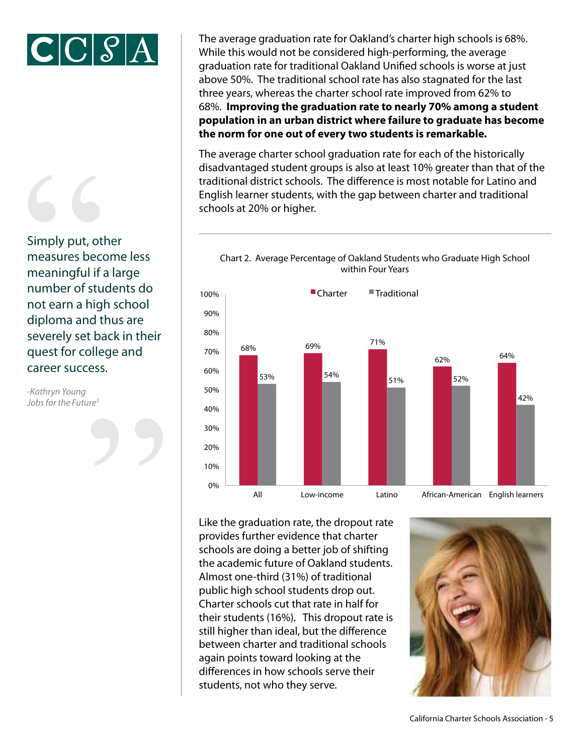The average graduation rate for Oakland's charter high schools is 68%. While this would not be considered high-performing, the average graduation rate for traditional Oakland Unified schools is worse at just above 50%. The traditional school rate has also stagnated for the last three years, whereas the charter school rate improved from 62% to 68%. **Improving the graduation rate to nearly 70% among a student population in an urban district where failure to graduate has become the norm for one out of every two students is remarkable.**

The average charter school graduation rate for each of the historically disadvantaged student groups is also at least 10% greater than that of the traditional district schools. The difference is most notable for Latino and English learner students, with the gap between charter and traditional schools at 20% or higher.

> Simply put, other measures become less meaningful if a large number of students do not earn a high school diploma and thus are severely set back in their quest for college and career success.
>
> *-Kathryn Young*
> *Jobs for the Future*[3]

Chart 2. Average Percentage of Oakland Students who Graduate High School within Four Years

| | Charter | Traditional |
|---|---|---|
| All | 68% | 53% |
| Low-income | 69% | 54% |
| Latino | 71% | 51% |
| African-American | 62% | 52% |
| English learners | 64% | 42% |

Like the graduation rate, the dropout rate provides further evidence that charter schools are doing a better job of shifting the academic future of Oakland students. Almost one-third (31%) of traditional public high school students drop out. Charter schools cut that rate in half for their students (16%). This dropout rate is still higher than ideal, but the difference between charter and traditional schools again points toward looking at the differences in how schools serve their students, not who they serve.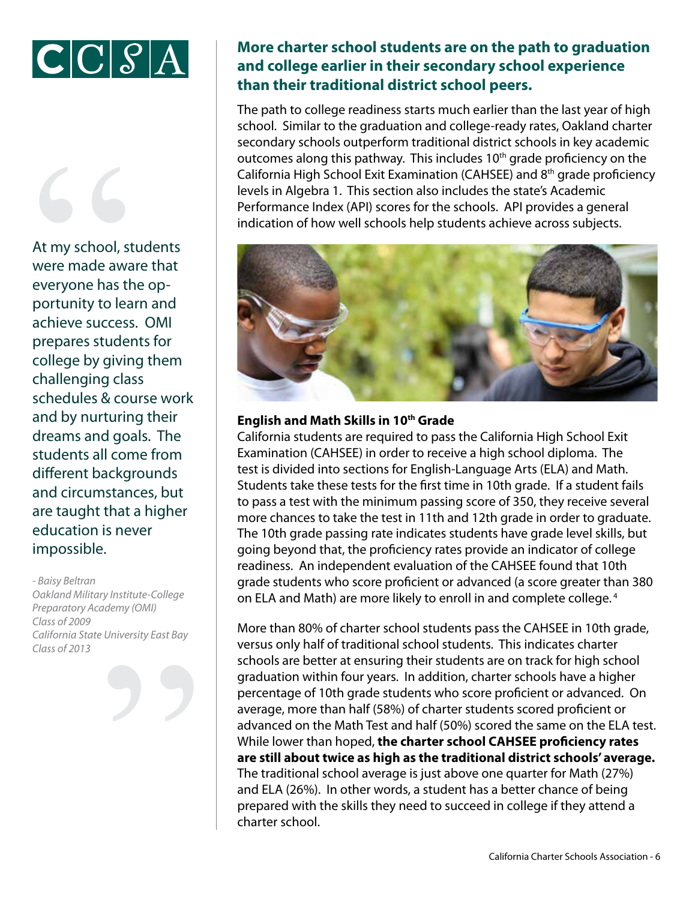> At my school, students were made aware that everyone has the opportunity to learn and achieve success. OMI prepares students for college by giving them challenging class schedules & course work and by nurturing their dreams and goals. The students all come from different backgrounds and circumstances, but are taught that a higher education is never impossible.
>
> *- Baisy Beltran*
> *Oakland Military Institute-College Preparatory Academy (OMI)*
> *Class of 2009*
> *California State University East Bay*
> *Class of 2013*

## More charter school students are on the path to graduation and college earlier in their secondary school experience than their traditional district school peers.

The path to college readiness starts much earlier than the last year of high school. Similar to the graduation and college-ready rates, Oakland charter secondary schools outperform traditional district schools in key academic outcomes along this pathway. This includes 10th grade proficiency on the California High School Exit Examination (CAHSEE) and 8th grade proficiency levels in Algebra 1. This section also includes the state's Academic Performance Index (API) scores for the schools. API provides a general indication of how well schools help students achieve across subjects.

### English and Math Skills in 10th Grade

California students are required to pass the California High School Exit Examination (CAHSEE) in order to receive a high school diploma. The test is divided into sections for English-Language Arts (ELA) and Math. Students take these tests for the first time in 10th grade. If a student fails to pass a test with the minimum passing score of 350, they receive several more chances to take the test in 11th and 12th grade in order to graduate. The 10th grade passing rate indicates students have grade level skills, but going beyond that, the proficiency rates provide an indicator of college readiness. An independent evaluation of the CAHSEE found that 10th grade students who score proficient or advanced (a score greater than 380 on ELA and Math) are more likely to enroll in and complete college.[4]

More than 80% of charter school students pass the CAHSEE in 10th grade, versus only half of traditional school students. This indicates charter schools are better at ensuring their students are on track for high school graduation within four years. In addition, charter schools have a higher percentage of 10th grade students who score proficient or advanced. On average, more than half (58%) of charter students scored proficient or advanced on the Math Test and half (50%) scored the same on the ELA test. While lower than hoped, **the charter school CAHSEE proficiency rates are still about twice as high as the traditional district schools' average.** The traditional school average is just above one quarter for Math (27%) and ELA (26%). In other words, a student has a better chance of being prepared with the skills they need to succeed in college if they attend a charter school.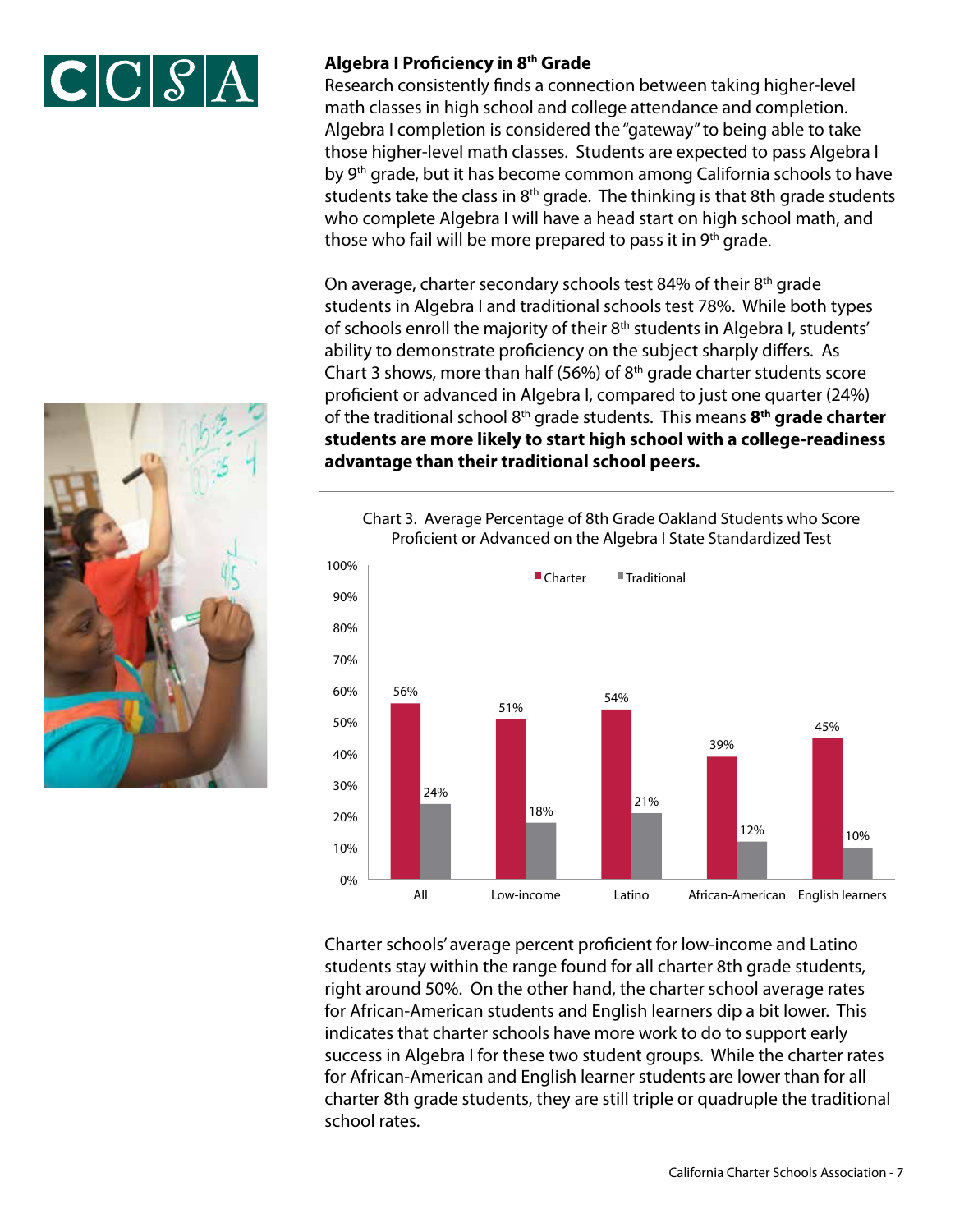## Algebra I Proficiency in 8th Grade

Research consistently finds a connection between taking higher-level math classes in high school and college attendance and completion. Algebra I completion is considered the "gateway" to being able to take those higher-level math classes. Students are expected to pass Algebra I by 9th grade, but it has become common among California schools to have students take the class in 8th grade. The thinking is that 8th grade students who complete Algebra I will have a head start on high school math, and those who fail will be more prepared to pass it in 9th grade.

On average, charter secondary schools test 84% of their 8th grade students in Algebra I and traditional schools test 78%. While both types of schools enroll the majority of their 8th students in Algebra I, students' ability to demonstrate proficiency on the subject sharply differs. As Chart 3 shows, more than half (56%) of 8th grade charter students score proficient or advanced in Algebra I, compared to just one quarter (24%) of the traditional school 8th grade students. This means **8th grade charter students are more likely to start high school with a college-readiness advantage than their traditional school peers.**

Chart 3. Average Percentage of 8th Grade Oakland Students who Score Proficient or Advanced on the Algebra I State Standardized Test

| | Charter | Traditional |
|---|---|---|
| All | 56% | 24% |
| Low-income | 51% | 18% |
| Latino | 54% | 21% |
| African-American | 39% | 12% |
| English learners | 45% | 10% |

Charter schools' average percent proficient for low-income and Latino students stay within the range found for all charter 8th grade students, right around 50%. On the other hand, the charter school average rates for African-American students and English learners dip a bit lower. This indicates that charter schools have more work to do to support early success in Algebra I for these two student groups. While the charter rates for African-American and English learner students are lower than for all charter 8th grade students, they are still triple or quadruple the traditional school rates.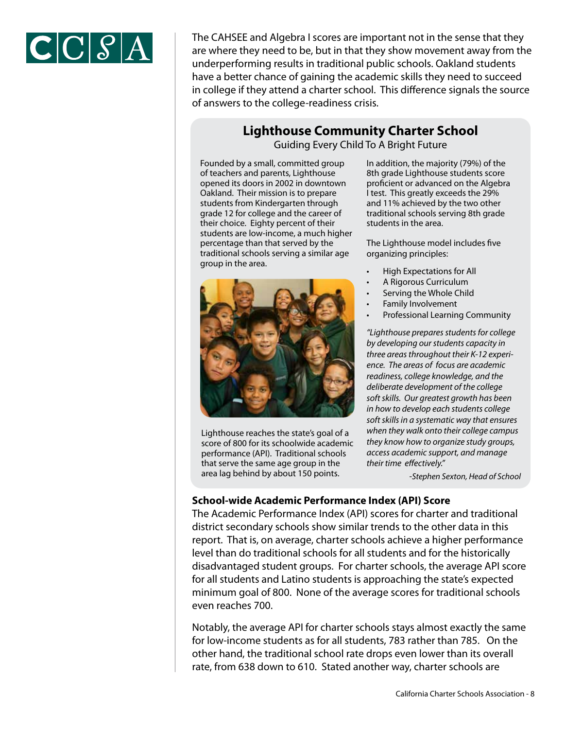The CAHSEE and Algebra I scores are important not in the sense that they are where they need to be, but in that they show movement away from the underperforming results in traditional public schools. Oakland students have a better chance of gaining the academic skills they need to succeed in college if they attend a charter school. This difference signals the source of answers to the college-readiness crisis.

## Lighthouse Community Charter School

Guiding Every Child To A Bright Future

Founded by a small, committed group of teachers and parents, Lighthouse opened its doors in 2002 in downtown Oakland. Their mission is to prepare students from Kindergarten through grade 12 for college and the career of their choice. Eighty percent of their students are low-income, a much higher percentage than that served by the traditional schools serving a similar age group in the area.

Lighthouse reaches the state's goal of a score of 800 for its schoolwide academic performance (API). Traditional schools that serve the same age group in the area lag behind by about 150 points.

In addition, the majority (79%) of the 8th grade Lighthouse students score proficient or advanced on the Algebra I test. This greatly exceeds the 29% and 11% achieved by the two other traditional schools serving 8th grade students in the area.

The Lighthouse model includes five organizing principles:

- High Expectations for All
- A Rigorous Curriculum
- Serving the Whole Child
- Family Involvement
- Professional Learning Community

*"Lighthouse prepares students for college by developing our students capacity in three areas throughout their K-12 experience. The areas of focus are academic readiness, college knowledge, and the deliberate development of the college soft skills. Our greatest growth has been in how to develop each students college soft skills in a systematic way that ensures when they walk onto their college campus they know how to organize study groups, access academic support, and manage their time effectively."*

*-Stephen Sexton, Head of School*

**School-wide Academic Performance Index (API) Score**

The Academic Performance Index (API) scores for charter and traditional district secondary schools show similar trends to the other data in this report. That is, on average, charter schools achieve a higher performance level than do traditional schools for all students and for the historically disadvantaged student groups. For charter schools, the average API score for all students and Latino students is approaching the state's expected minimum goal of 800. None of the average scores for traditional schools even reaches 700.

Notably, the average API for charter schools stays almost exactly the same for low-income students as for all students, 783 rather than 785. On the other hand, the traditional school rate drops even lower than its overall rate, from 638 down to 610. Stated another way, charter schools are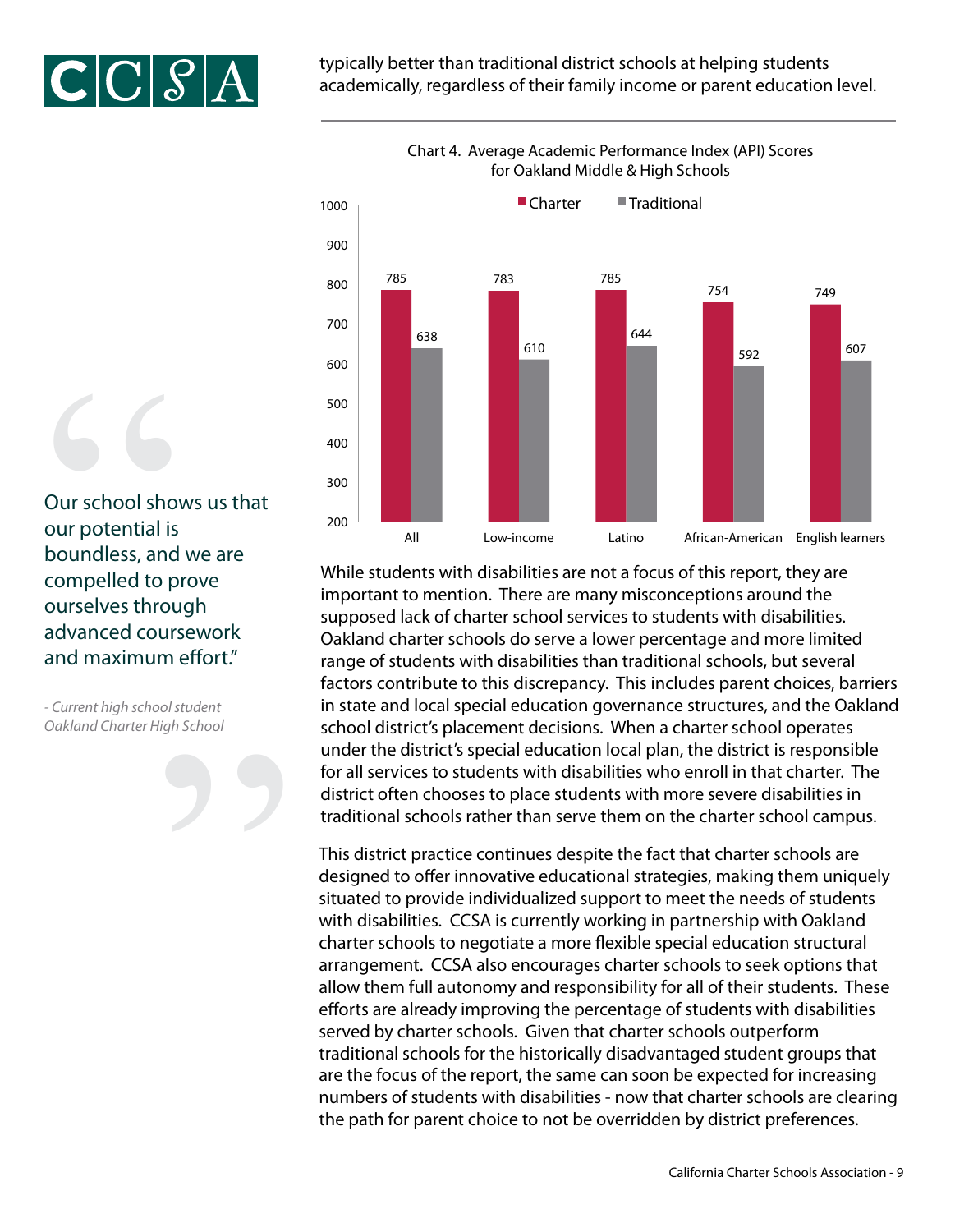typically better than traditional district schools at helping students academically, regardless of their family income or parent education level.

Chart 4. Average Academic Performance Index (API) Scores for Oakland Middle & High Schools

| | Charter | Traditional |
|---|---|---|
| All | 785 | 638 |
| Low-income | 783 | 610 |
| Latino | 785 | 644 |
| African-American | 754 | 592 |
| English learners | 749 | 607 |

> Our school shows us that our potential is boundless, and we are compelled to prove ourselves through advanced coursework and maximum effort."
>
> *- Current high school student Oakland Charter High School*

While students with disabilities are not a focus of this report, they are important to mention. There are many misconceptions around the supposed lack of charter school services to students with disabilities. Oakland charter schools do serve a lower percentage and more limited range of students with disabilities than traditional schools, but several factors contribute to this discrepancy. This includes parent choices, barriers in state and local special education governance structures, and the Oakland school district's placement decisions. When a charter school operates under the district's special education local plan, the district is responsible for all services to students with disabilities who enroll in that charter. The district often chooses to place students with more severe disabilities in traditional schools rather than serve them on the charter school campus.

This district practice continues despite the fact that charter schools are designed to offer innovative educational strategies, making them uniquely situated to provide individualized support to meet the needs of students with disabilities. CCSA is currently working in partnership with Oakland charter schools to negotiate a more flexible special education structural arrangement. CCSA also encourages charter schools to seek options that allow them full autonomy and responsibility for all of their students. These efforts are already improving the percentage of students with disabilities served by charter schools. Given that charter schools outperform traditional schools for the historically disadvantaged student groups that are the focus of the report, the same can soon be expected for increasing numbers of students with disabilities - now that charter schools are clearing the path for parent choice to not be overridden by district preferences.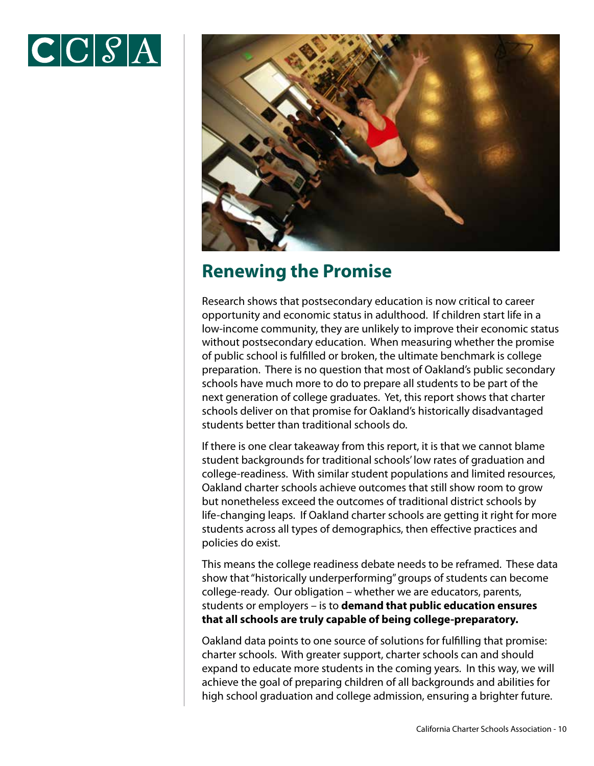## Renewing the Promise

Research shows that postsecondary education is now critical to career opportunity and economic status in adulthood. If children start life in a low-income community, they are unlikely to improve their economic status without postsecondary education. When measuring whether the promise of public school is fulfilled or broken, the ultimate benchmark is college preparation. There is no question that most of Oakland's public secondary schools have much more to do to prepare all students to be part of the next generation of college graduates. Yet, this report shows that charter schools deliver on that promise for Oakland's historically disadvantaged students better than traditional schools do.

If there is one clear takeaway from this report, it is that we cannot blame student backgrounds for traditional schools' low rates of graduation and college-readiness. With similar student populations and limited resources, Oakland charter schools achieve outcomes that still show room to grow but nonetheless exceed the outcomes of traditional district schools by life-changing leaps. If Oakland charter schools are getting it right for more students across all types of demographics, then effective practices and policies do exist.

This means the college readiness debate needs to be reframed. These data show that "historically underperforming" groups of students can become college-ready. Our obligation – whether we are educators, parents, students or employers – is to **demand that public education ensures that all schools are truly capable of being college-preparatory.**

Oakland data points to one source of solutions for fulfilling that promise: charter schools. With greater support, charter schools can and should expand to educate more students in the coming years. In this way, we will achieve the goal of preparing children of all backgrounds and abilities for high school graduation and college admission, ensuring a brighter future.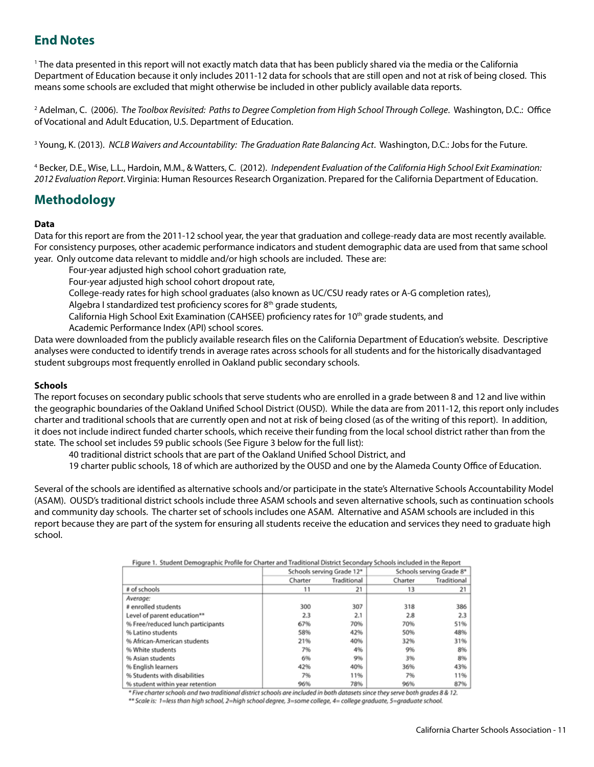## End Notes

[1] The data presented in this report will not exactly match data that has been publicly shared via the media or the California Department of Education because it only includes 2011-12 data for schools that are still open and not at risk of being closed. This means some schools are excluded that might otherwise be included in other publicly available data reports.

[2] Adelman, C. (2006). T*he Toolbox Revisited: Paths to Degree Completion from High School Through College*. Washington, D.C.: Office of Vocational and Adult Education, U.S. Department of Education.

[3] Young, K. (2013). *NCLB Waivers and Accountability: The Graduation Rate Balancing Act*. Washington, D.C.: Jobs for the Future.

[4] Becker, D.E., Wise, L.L., Hardoin, M.M., & Watters, C. (2012). *Independent Evaluation of the California High School Exit Examination: 2012 Evaluation Report*. Virginia: Human Resources Research Organization. Prepared for the California Department of Education.

## Methodology

**Data**

Data for this report are from the 2011-12 school year, the year that graduation and college-ready data are most recently available. For consistency purposes, other academic performance indicators and student demographic data are used from that same school year. Only outcome data relevant to middle and/or high schools are included. These are:

- Four-year adjusted high school cohort graduation rate,
- Four-year adjusted high school cohort dropout rate,
- College-ready rates for high school graduates (also known as UC/CSU ready rates or A-G completion rates),
- Algebra I standardized test proficiency scores for 8th grade students,
- California High School Exit Examination (CAHSEE) proficiency rates for 10th grade students, and
- Academic Performance Index (API) school scores.

Data were downloaded from the publicly available research files on the California Department of Education's website. Descriptive analyses were conducted to identify trends in average rates across schools for all students and for the historically disadvantaged student subgroups most frequently enrolled in Oakland public secondary schools.

**Schools**

The report focuses on secondary public schools that serve students who are enrolled in a grade between 8 and 12 and live within the geographic boundaries of the Oakland Unified School District (OUSD). While the data are from 2011-12, this report only includes charter and traditional schools that are currently open and not at risk of being closed (as of the writing of this report). In addition, it does not include indirect funded charter schools, which receive their funding from the local school district rather than from the state. The school set includes 59 public schools (See Figure 3 below for the full list):

- 40 traditional district schools that are part of the Oakland Unified School District, and
- 19 charter public schools, 18 of which are authorized by the OUSD and one by the Alameda County Office of Education.

Several of the schools are identified as alternative schools and/or participate in the state's Alternative Schools Accountability Model (ASAM). OUSD's traditional district schools include three ASAM schools and seven alternative schools, such as continuation schools and community day schools. The charter set of schools includes one ASAM. Alternative and ASAM schools are included in this report because they are part of the system for ensuring all students receive the education and services they need to graduate high school.

Figure 1. Student Demographic Profile for Charter and Traditional District Secondary Schools included in the Report

| | Schools serving Grade 12* | | Schools serving Grade 8* | |
|---|---|---|---|---|
| | Charter | Traditional | Charter | Traditional |
| # of schools | 11 | 21 | 13 | 21 |
| *Average:* | | | | |
| # enrolled students | 300 | 307 | 318 | 386 |
| Level of parent education** | 2.3 | 2.1 | 2.8 | 2.3 |
| % Free/reduced lunch participants | 67% | 70% | 70% | 51% |
| % Latino students | 58% | 42% | 50% | 48% |
| % African-American students | 21% | 40% | 32% | 31% |
| % White students | 7% | 4% | 9% | 8% |
| % Asian students | 6% | 9% | 3% | 8% |
| % English learners | 42% | 40% | 36% | 43% |
| % Students with disabilities | 7% | 11% | 7% | 11% |
| % student within year retention | 96% | 78% | 96% | 87% |

*\* Five charter schools and two traditional district schools are included in both datasets since they serve both grades 8 & 12.*

*\*\* Scale is: 1=less than high school, 2=high school degree, 3=some college, 4= college graduate, 5=graduate school.*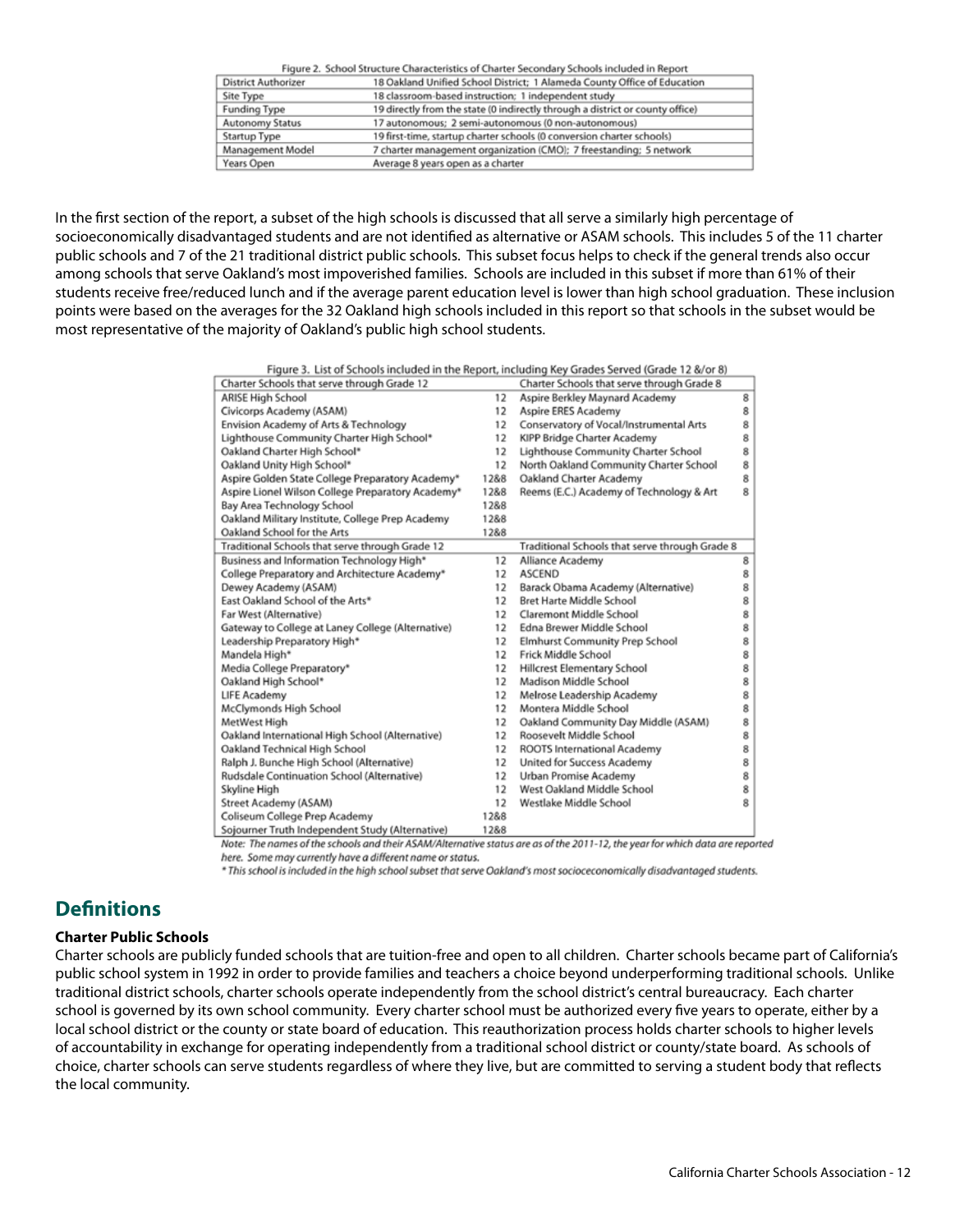Figure 2. School Structure Characteristics of Charter Secondary Schools included in Report

| | |
|---|---|
| District Authorizer | 18 Oakland Unified School District; 1 Alameda County Office of Education |
| Site Type | 18 classroom-based instruction; 1 independent study |
| Funding Type | 19 directly from the state (0 indirectly through a district or county office) |
| Autonomy Status | 17 autonomous; 2 semi-autonomous (0 non-autonomous) |
| Startup Type | 19 first-time, startup charter schools (0 conversion charter schools) |
| Management Model | 7 charter management organization (CMO); 7 freestanding; 5 network |
| Years Open | Average 8 years open as a charter |

In the first section of the report, a subset of the high schools is discussed that all serve a similarly high percentage of socioeconomically disadvantaged students and are not identified as alternative or ASAM schools. This includes 5 of the 11 charter public schools and 7 of the 21 traditional district public schools. This subset focus helps to check if the general trends also occur among schools that serve Oakland's most impoverished families. Schools are included in this subset if more than 61% of their students receive free/reduced lunch and if the average parent education level is lower than high school graduation. These inclusion points were based on the averages for the 32 Oakland high schools included in this report so that schools in the subset would be most representative of the majority of Oakland's public high school students.

Figure 3. List of Schools included in the Report, including Key Grades Served (Grade 12 &/or 8)

| Charter Schools that serve through Grade 12 | | Charter Schools that serve through Grade 8 | |
|---|---|---|---|
| ARISE High School | 12 | Aspire Berkley Maynard Academy | 8 |
| Civicorps Academy (ASAM) | 12 | Aspire ERES Academy | 8 |
| Envision Academy of Arts & Technology | 12 | Conservatory of Vocal/Instrumental Arts | 8 |
| Lighthouse Community Charter High School* | 12 | KIPP Bridge Charter Academy | 8 |
| Oakland Charter High School* | 12 | Lighthouse Community Charter School | 8 |
| Oakland Unity High School* | 12 | North Oakland Community Charter School | 8 |
| Aspire Golden State College Preparatory Academy* | 12&8 | Oakland Charter Academy | 8 |
| Aspire Lionel Wilson College Preparatory Academy* | 12&8 | Reems (E.C.) Academy of Technology & Art | 8 |
| Bay Area Technology School | 12&8 | | |
| Oakland Military Institute, College Prep Academy | 12&8 | | |
| Oakland School for the Arts | 12&8 | | |
| **Traditional Schools that serve through Grade 12** | | **Traditional Schools that serve through Grade 8** | |
| Business and Information Technology High* | 12 | Alliance Academy | 8 |
| College Preparatory and Architecture Academy* | 12 | ASCEND | 8 |
| Dewey Academy (ASAM) | 12 | Barack Obama Academy (Alternative) | 8 |
| East Oakland School of the Arts* | 12 | Bret Harte Middle School | 8 |
| Far West (Alternative) | 12 | Claremont Middle School | 8 |
| Gateway to College at Laney College (Alternative) | 12 | Edna Brewer Middle School | 8 |
| Leadership Preparatory High* | 12 | Elmhurst Community Prep School | 8 |
| Mandela High* | 12 | Frick Middle School | 8 |
| Media College Preparatory* | 12 | Hillcrest Elementary School | 8 |
| Oakland High School* | 12 | Madison Middle School | 8 |
| LIFE Academy | 12 | Melrose Leadership Academy | 8 |
| McClymonds High School | 12 | Montera Middle School | 8 |
| MetWest High | 12 | Oakland Community Day Middle (ASAM) | 8 |
| Oakland International High School (Alternative) | 12 | Roosevelt Middle School | 8 |
| Oakland Technical High School | 12 | ROOTS International Academy | 8 |
| Ralph J. Bunche High School (Alternative) | 12 | United for Success Academy | 8 |
| Rudsdale Continuation School (Alternative) | 12 | Urban Promise Academy | 8 |
| Skyline High | 12 | West Oakland Middle School | 8 |
| Street Academy (ASAM) | 12 | Westlake Middle School | 8 |
| Coliseum College Prep Academy | 12&8 | | |
| Sojourner Truth Independent Study (Alternative) | 12&8 | | |

*Note: The names of the schools and their ASAM/Alternative status are as of the 2011-12, the year for which data are reported here. Some may currently have a different name or status.*

*\* This school is included in the high school subset that serve Oakland's most socioceconomically disadvantaged students.*

## Definitions

**Charter Public Schools**

Charter schools are publicly funded schools that are tuition-free and open to all children. Charter schools became part of California's public school system in 1992 in order to provide families and teachers a choice beyond underperforming traditional schools. Unlike traditional district schools, charter schools operate independently from the school district's central bureaucracy. Each charter school is governed by its own school community. Every charter school must be authorized every five years to operate, either by a local school district or the county or state board of education. This reauthorization process holds charter schools to higher levels of accountability in exchange for operating independently from a traditional school district or county/state board. As schools of choice, charter schools can serve students regardless of where they live, but are committed to serving a student body that reflects the local community.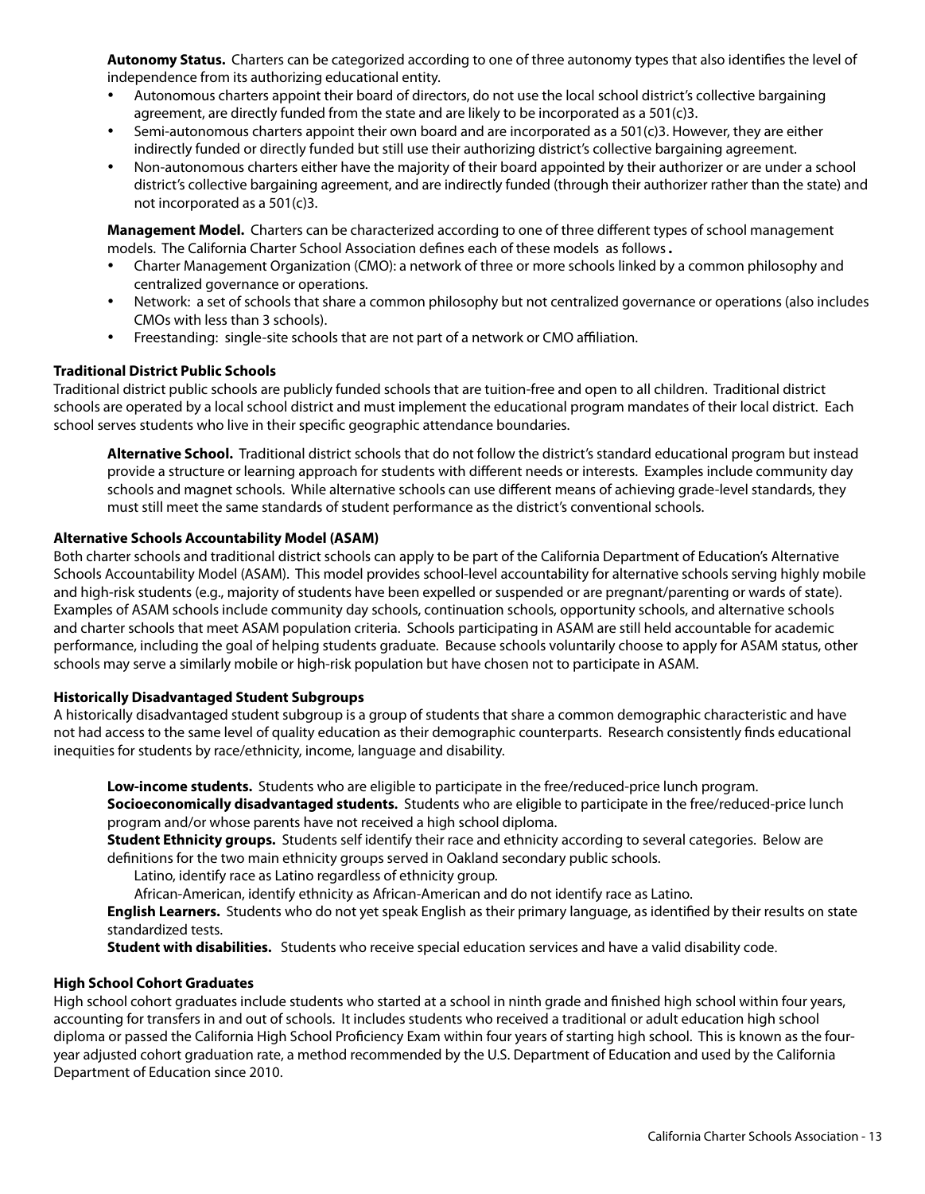**Autonomy Status.** Charters can be categorized according to one of three autonomy types that also identifies the level of independence from its authorizing educational entity.

- Autonomous charters appoint their board of directors, do not use the local school district's collective bargaining agreement, are directly funded from the state and are likely to be incorporated as a 501(c)3.
- Semi-autonomous charters appoint their own board and are incorporated as a 501(c)3. However, they are either indirectly funded or directly funded but still use their authorizing district's collective bargaining agreement.
- Non-autonomous charters either have the majority of their board appointed by their authorizer or are under a school district's collective bargaining agreement, and are indirectly funded (through their authorizer rather than the state) and not incorporated as a 501(c)3.

**Management Model.** Charters can be characterized according to one of three different types of school management models. The California Charter School Association defines each of these models as follows.

- Charter Management Organization (CMO): a network of three or more schools linked by a common philosophy and centralized governance or operations.
- Network: a set of schools that share a common philosophy but not centralized governance or operations (also includes CMOs with less than 3 schools).
- Freestanding: single-site schools that are not part of a network or CMO affiliation.

**Traditional District Public Schools**

Traditional district public schools are publicly funded schools that are tuition-free and open to all children. Traditional district schools are operated by a local school district and must implement the educational program mandates of their local district. Each school serves students who live in their specific geographic attendance boundaries.

**Alternative School.** Traditional district schools that do not follow the district's standard educational program but instead provide a structure or learning approach for students with different needs or interests. Examples include community day schools and magnet schools. While alternative schools can use different means of achieving grade-level standards, they must still meet the same standards of student performance as the district's conventional schools.

**Alternative Schools Accountability Model (ASAM)**

Both charter schools and traditional district schools can apply to be part of the California Department of Education's Alternative Schools Accountability Model (ASAM). This model provides school-level accountability for alternative schools serving highly mobile and high-risk students (e.g., majority of students have been expelled or suspended or are pregnant/parenting or wards of state). Examples of ASAM schools include community day schools, continuation schools, opportunity schools, and alternative schools and charter schools that meet ASAM population criteria. Schools participating in ASAM are still held accountable for academic performance, including the goal of helping students graduate. Because schools voluntarily choose to apply for ASAM status, other schools may serve a similarly mobile or high-risk population but have chosen not to participate in ASAM.

**Historically Disadvantaged Student Subgroups**

A historically disadvantaged student subgroup is a group of students that share a common demographic characteristic and have not had access to the same level of quality education as their demographic counterparts. Research consistently finds educational inequities for students by race/ethnicity, income, language and disability.

**Low-income students.** Students who are eligible to participate in the free/reduced-price lunch program.
**Socioeconomically disadvantaged students.** Students who are eligible to participate in the free/reduced-price lunch program and/or whose parents have not received a high school diploma.
**Student Ethnicity groups.** Students self identify their race and ethnicity according to several categories. Below are definitions for the two main ethnicity groups served in Oakland secondary public schools.

Latino, identify race as Latino regardless of ethnicity group.

African-American, identify ethnicity as African-American and do not identify race as Latino.

**English Learners.** Students who do not yet speak English as their primary language, as identified by their results on state standardized tests.
**Student with disabilities.** Students who receive special education services and have a valid disability code.

**High School Cohort Graduates**

High school cohort graduates include students who started at a school in ninth grade and finished high school within four years, accounting for transfers in and out of schools. It includes students who received a traditional or adult education high school diploma or passed the California High School Proficiency Exam within four years of starting high school. This is known as the four-year adjusted cohort graduation rate, a method recommended by the U.S. Department of Education and used by the California Department of Education since 2010.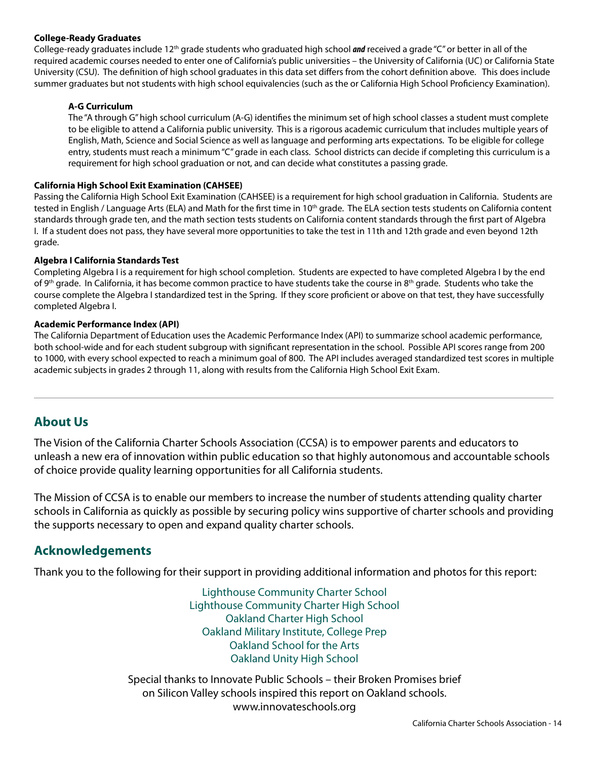**College-Ready Graduates**

College-ready graduates include 12th grade students who graduated high school ***and*** received a grade "C" or better in all of the required academic courses needed to enter one of California's public universities – the University of California (UC) or California State University (CSU). The definition of high school graduates in this data set differs from the cohort definition above. This does include summer graduates but not students with high school equivalencies (such as the or California High School Proficiency Examination).

**A-G Curriculum**

The "A through G" high school curriculum (A-G) identifies the minimum set of high school classes a student must complete to be eligible to attend a California public university. This is a rigorous academic curriculum that includes multiple years of English, Math, Science and Social Science as well as language and performing arts expectations. To be eligible for college entry, students must reach a minimum "C" grade in each class. School districts can decide if completing this curriculum is a requirement for high school graduation or not, and can decide what constitutes a passing grade.

**California High School Exit Examination (CAHSEE)**

Passing the California High School Exit Examination (CAHSEE) is a requirement for high school graduation in California. Students are tested in English / Language Arts (ELA) and Math for the first time in 10th grade. The ELA section tests students on California content standards through grade ten, and the math section tests students on California content standards through the first part of Algebra I. If a student does not pass, they have several more opportunities to take the test in 11th and 12th grade and even beyond 12th grade.

**Algebra I California Standards Test**

Completing Algebra I is a requirement for high school completion. Students are expected to have completed Algebra I by the end of 9th grade. In California, it has become common practice to have students take the course in 8th grade. Students who take the course complete the Algebra I standardized test in the Spring. If they score proficient or above on that test, they have successfully completed Algebra I.

**Academic Performance Index (API)**

The California Department of Education uses the Academic Performance Index (API) to summarize school academic performance, both school-wide and for each student subgroup with significant representation in the school. Possible API scores range from 200 to 1000, with every school expected to reach a minimum goal of 800. The API includes averaged standardized test scores in multiple academic subjects in grades 2 through 11, along with results from the California High School Exit Exam.

---

## About Us

The Vision of the California Charter Schools Association (CCSA) is to empower parents and educators to unleash a new era of innovation within public education so that highly autonomous and accountable schools of choice provide quality learning opportunities for all California students.

The Mission of CCSA is to enable our members to increase the number of students attending quality charter schools in California as quickly as possible by securing policy wins supportive of charter schools and providing the supports necessary to open and expand quality charter schools.

## Acknowledgements

Thank you to the following for their support in providing additional information and photos for this report:

Lighthouse Community Charter School
Lighthouse Community Charter High School
Oakland Charter High School
Oakland Military Institute, College Prep
Oakland School for the Arts
Oakland Unity High School

Special thanks to Innovate Public Schools – their Broken Promises brief on Silicon Valley schools inspired this report on Oakland schools.
www.innovateschools.org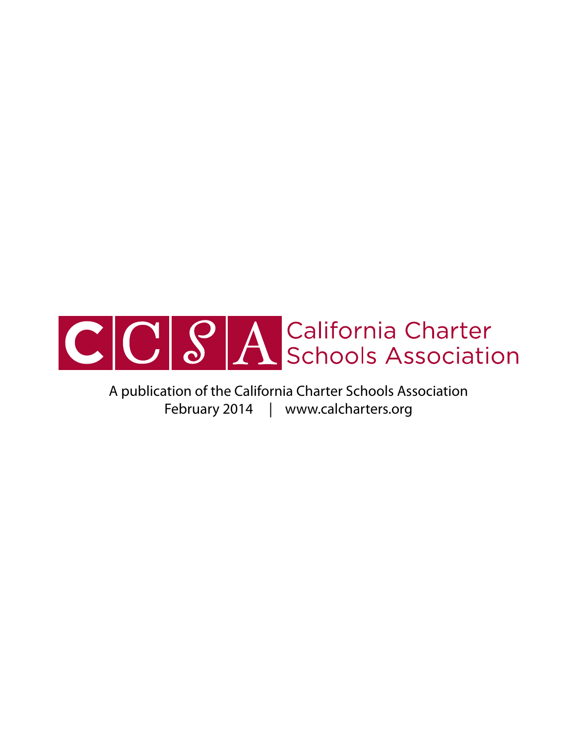CCSA California Charter Schools Association

A publication of the California Charter Schools Association
February 2014 | www.calcharters.org